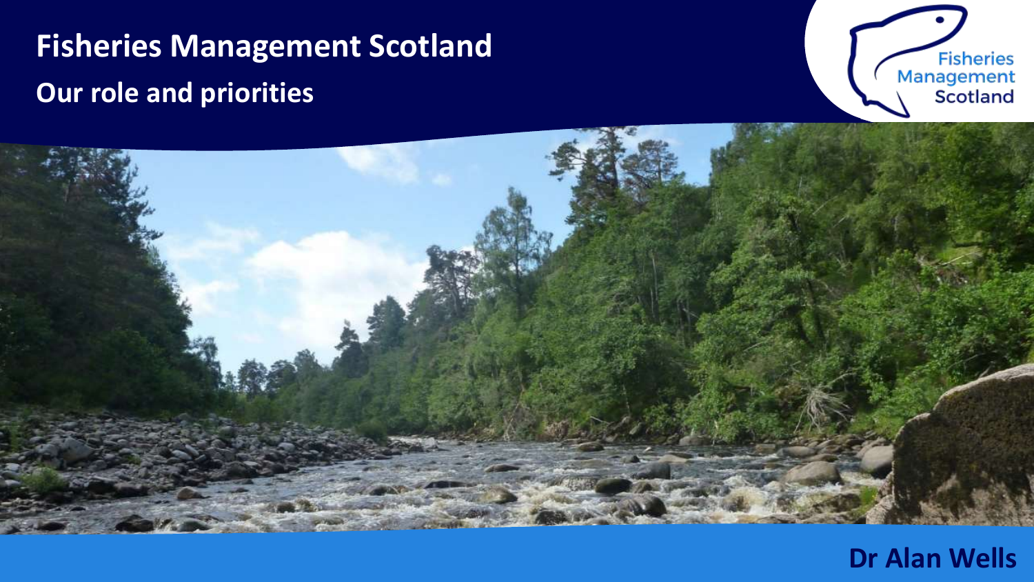# Fisheries Management Scotland

## Our role and priorities

Fisheries Management Scotland

**Dr Alan Wells**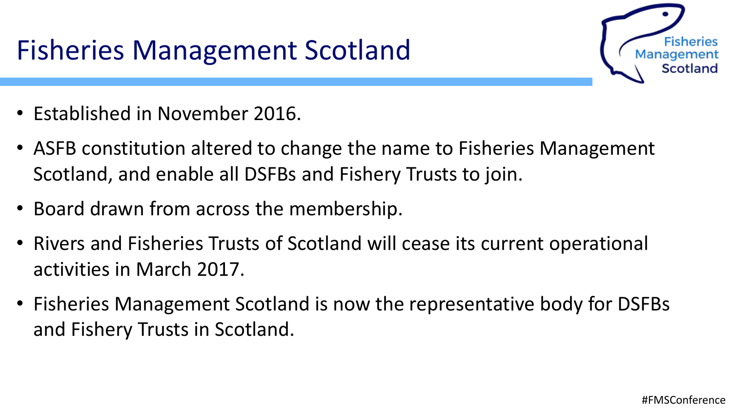# Fisheries Management Scotland

- Established in November 2016.
- ASFB constitution altered to change the name to Fisheries Management Scotland, and enable all DSFBs and Fishery Trusts to join.
- Board drawn from across the membership.
- Rivers and Fisheries Trusts of Scotland will cease its current operational activities in March 2017.
- Fisheries Management Scotland is now the representative body for DSFBs and Fishery Trusts in Scotland.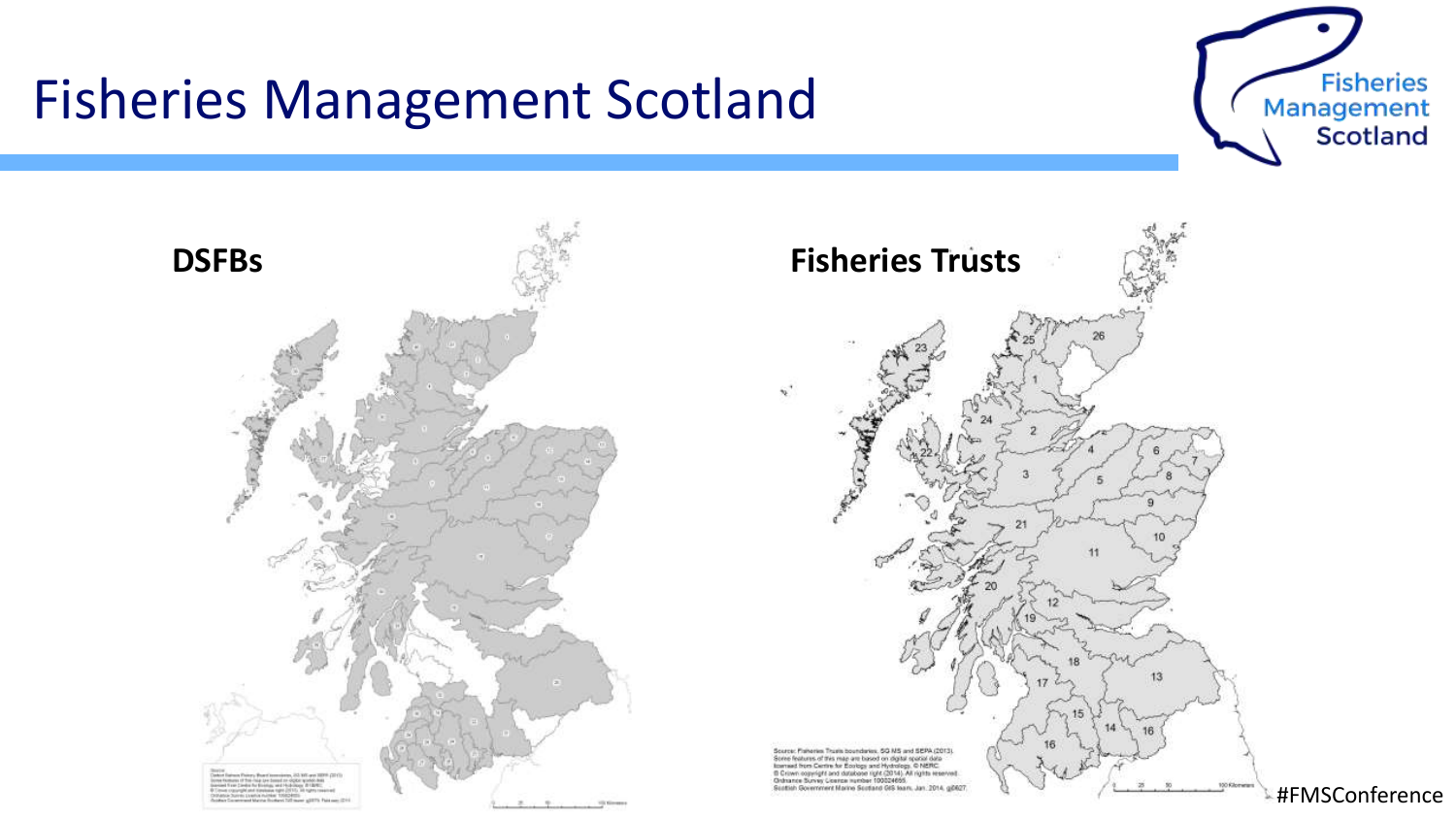# Fisheries Management Scotland

**DSFBs**

**Fisheries Trusts**

1 2 3 4 5 6 7 8 9 10 11 12 13 14 15 16 17 18 19 20 21 22 23 24 25 26

Source: Fisheries Trusts boundaries, SG MS and SEPA (2013). Some features of this map are based on digital spatial data licensed from Centre for Ecology and Hydrology. © NERC. © Crown copyright and database right (2014). All rights reserved. Ordnance Survey Licence number 100024655. Scottish Government Marine Scotland GIS team, Jan. 2014, gI0627.

0 25 50 100 Kilometers

#FMSConference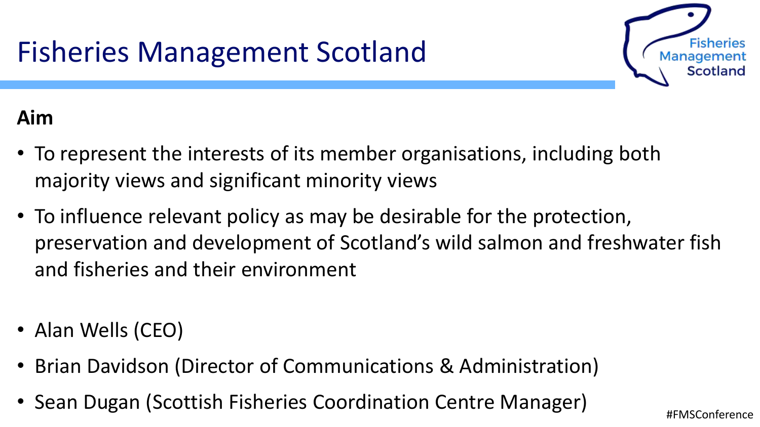# Fisheries Management Scotland

**Aim**

- To represent the interests of its member organisations, including both majority views and significant minority views
- To influence relevant policy as may be desirable for the protection, preservation and development of Scotland's wild salmon and freshwater fish and fisheries and their environment

- Alan Wells (CEO)
- Brian Davidson (Director of Communications & Administration)
- Sean Dugan (Scottish Fisheries Coordination Centre Manager)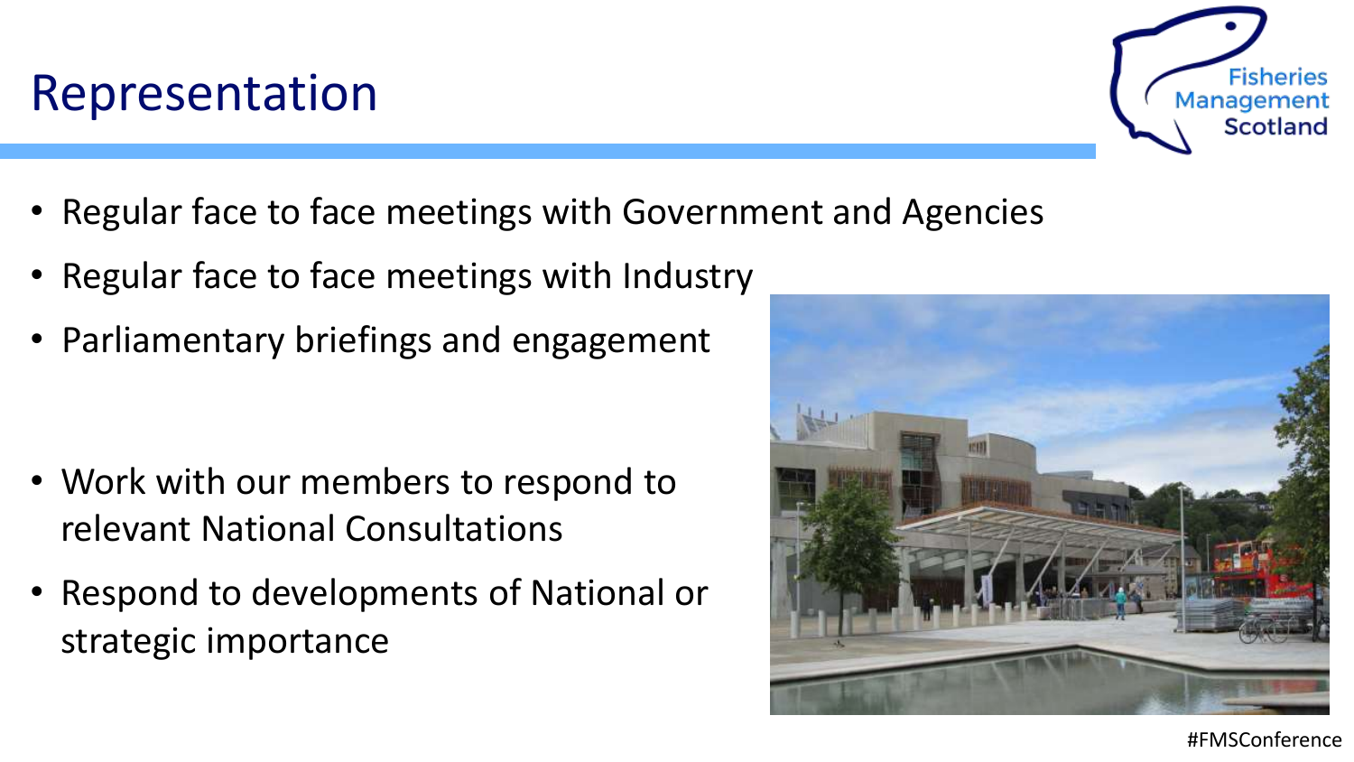# Representation

- Regular face to face meetings with Government and Agencies
- Regular face to face meetings with Industry
- Parliamentary briefings and engagement

- Work with our members to respond to relevant National Consultations
- Respond to developments of National or strategic importance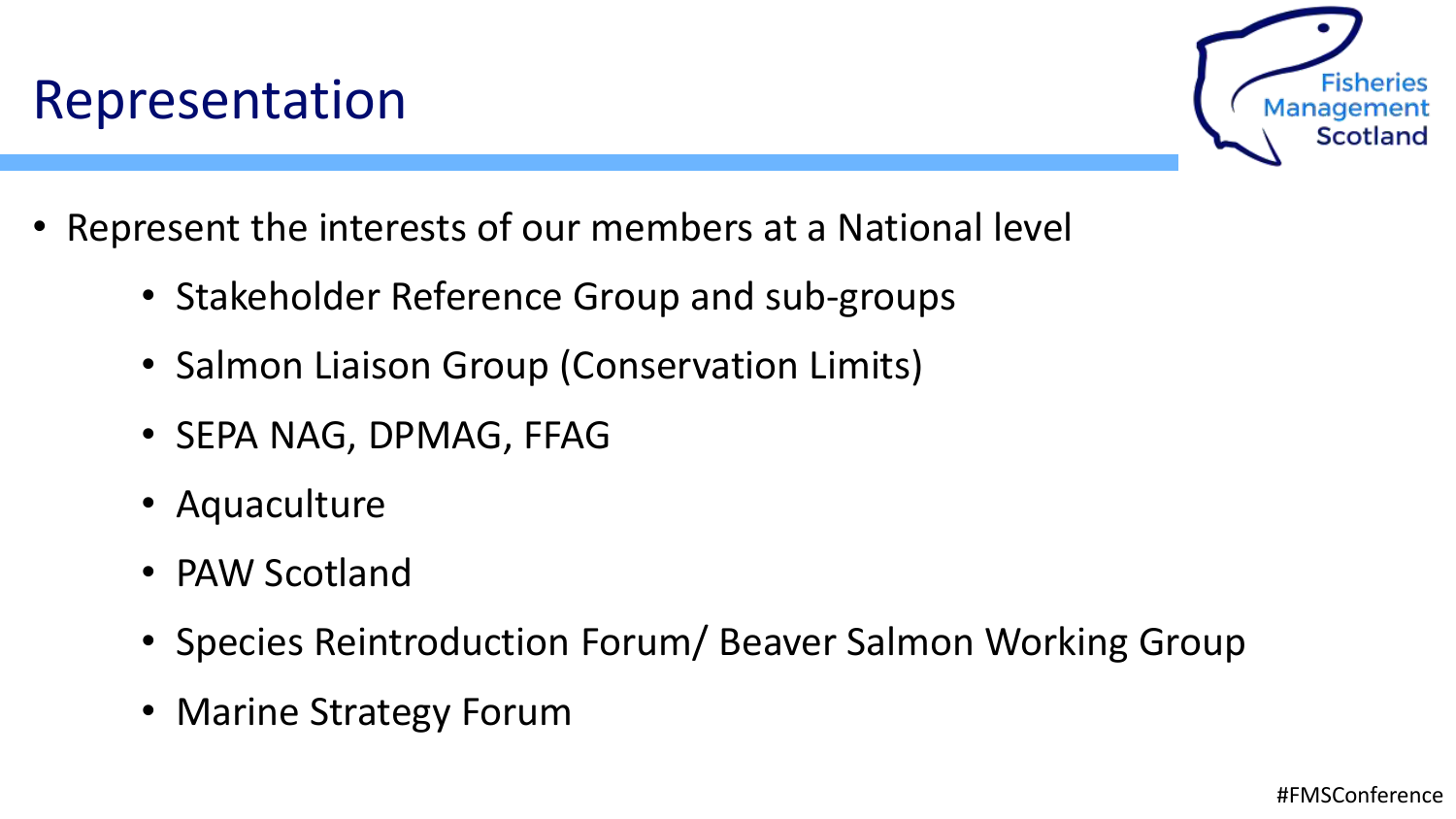# Representation

- Represent the interests of our members at a National level
  - Stakeholder Reference Group and sub-groups
  - Salmon Liaison Group (Conservation Limits)
  - SEPA NAG, DPMAG, FFAG
  - Aquaculture
  - PAW Scotland
  - Species Reintroduction Forum/ Beaver Salmon Working Group
  - Marine Strategy Forum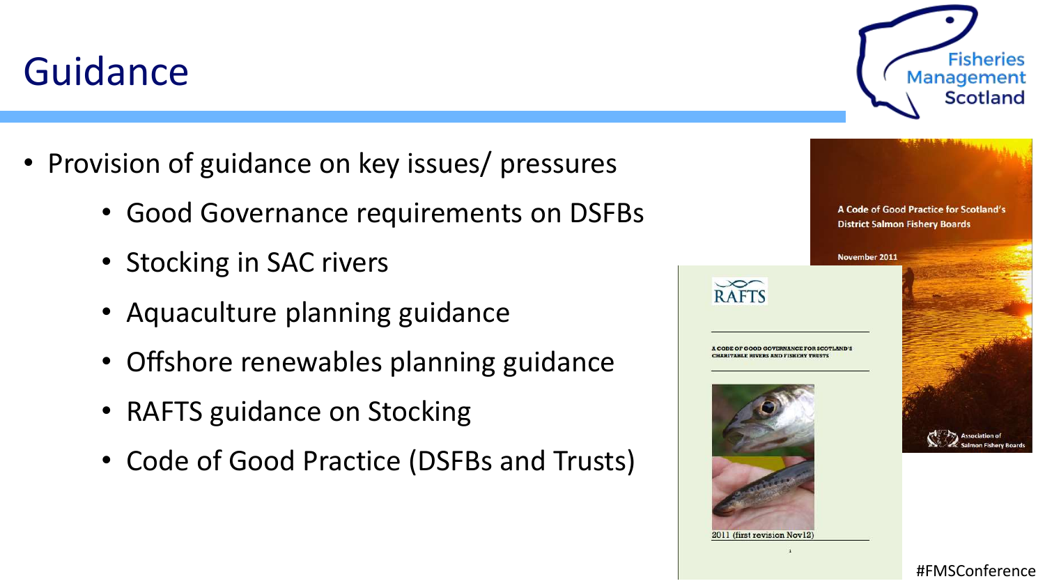# Guidance

- Provision of guidance on key issues/ pressures
  - Good Governance requirements on DSFBs
  - Stocking in SAC rivers
  - Aquaculture planning guidance
  - Offshore renewables planning guidance
  - RAFTS guidance on Stocking
  - Code of Good Practice (DSFBs and Trusts)

A Code of Good Practice for Scotland's District Salmon Fishery Boards

November 2011

Association of Salmon Fishery Boards

RAFTS

A CODE OF GOOD GOVERNANCE FOR SCOTLAND'S CHARITABLE RIVERS AND FISHERY TRUSTS

2011 (first revision Nov12)

#FMSConference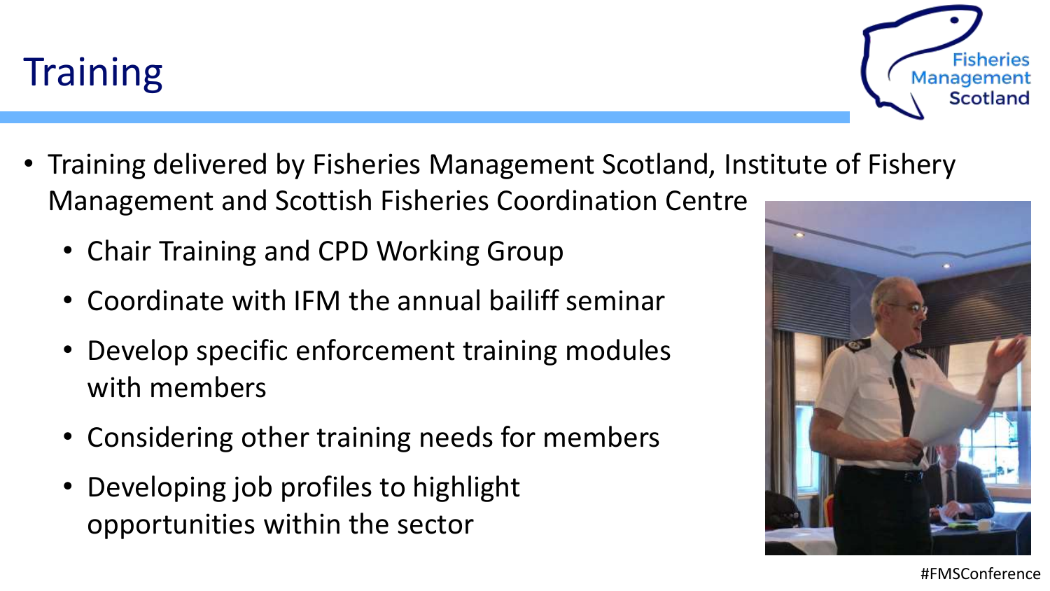# Training

- Training delivered by Fisheries Management Scotland, Institute of Fishery Management and Scottish Fisheries Coordination Centre
  - Chair Training and CPD Working Group
  - Coordinate with IFM the annual bailiff seminar
  - Develop specific enforcement training modules with members
  - Considering other training needs for members
  - Developing job profiles to highlight opportunities within the sector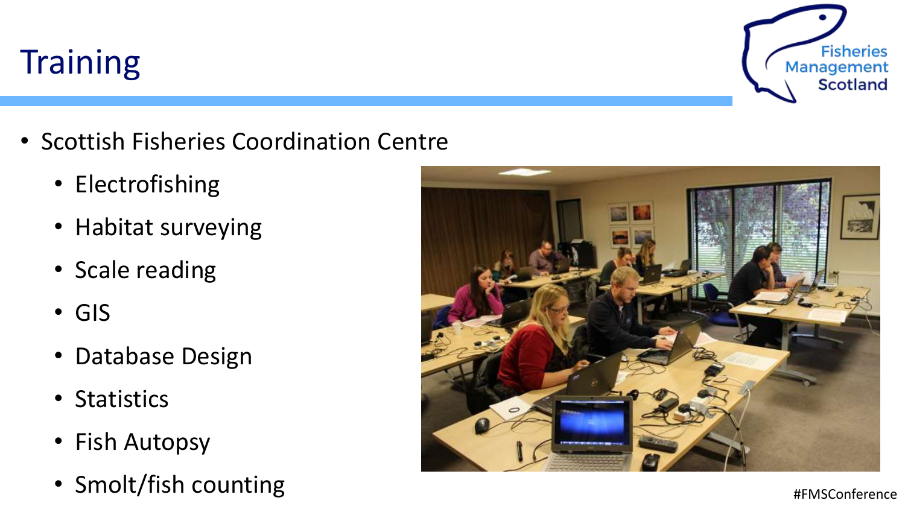# Training

- Scottish Fisheries Coordination Centre
  - Electrofishing
  - Habitat surveying
  - Scale reading
  - GIS
  - Database Design
  - Statistics
  - Fish Autopsy
  - Smolt/fish counting

#FMSConference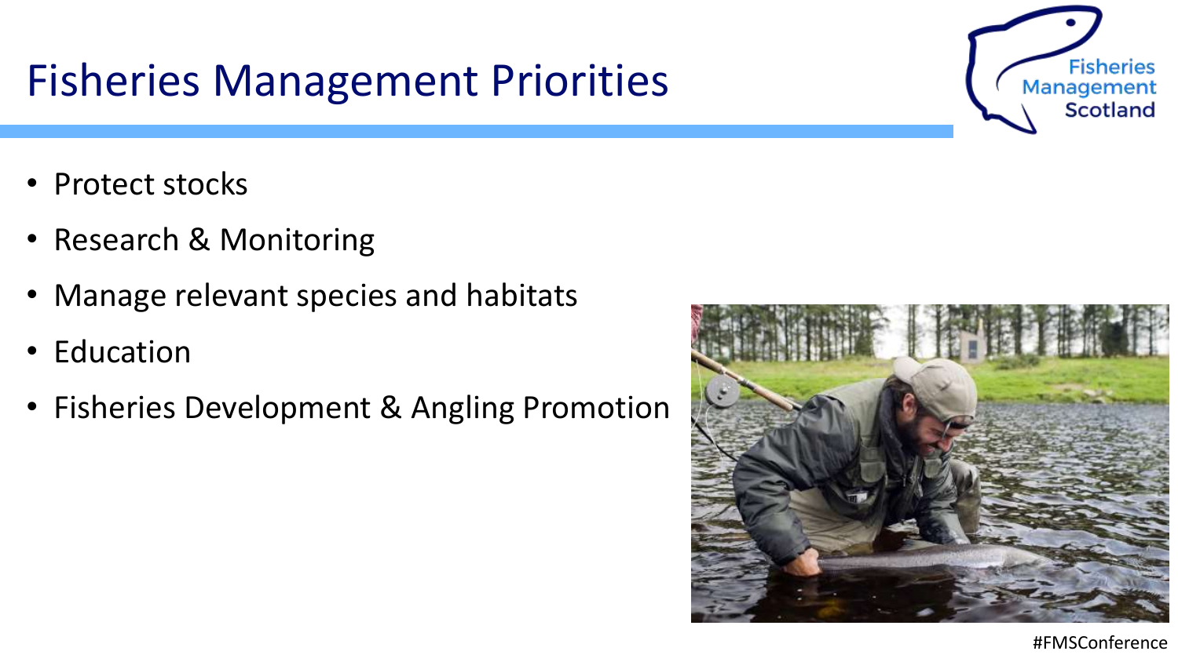# Fisheries Management Priorities

- Protect stocks
- Research & Monitoring
- Manage relevant species and habitats
- Education
- Fisheries Development & Angling Promotion

#FMSConference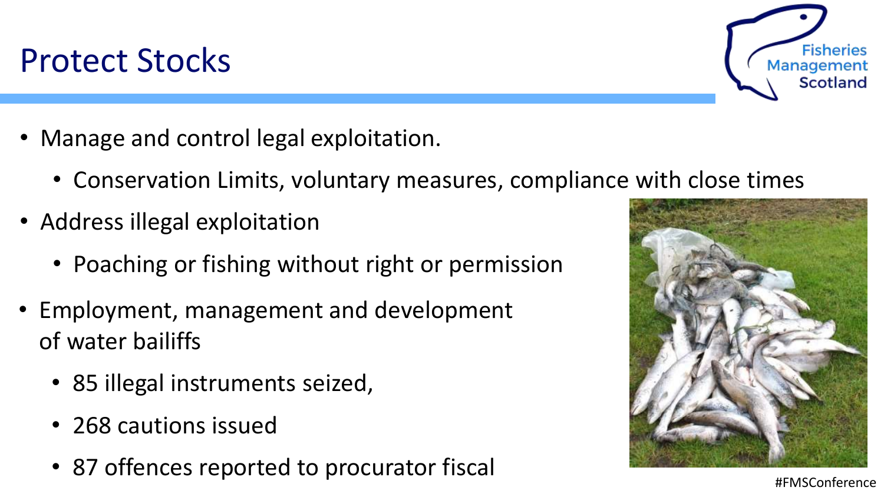# Protect Stocks

- Manage and control legal exploitation.
  - Conservation Limits, voluntary measures, compliance with close times
- Address illegal exploitation
  - Poaching or fishing without right or permission
- Employment, management and development of water bailiffs
  - 85 illegal instruments seized,
  - 268 cautions issued
  - 87 offences reported to procurator fiscal

#FMSConference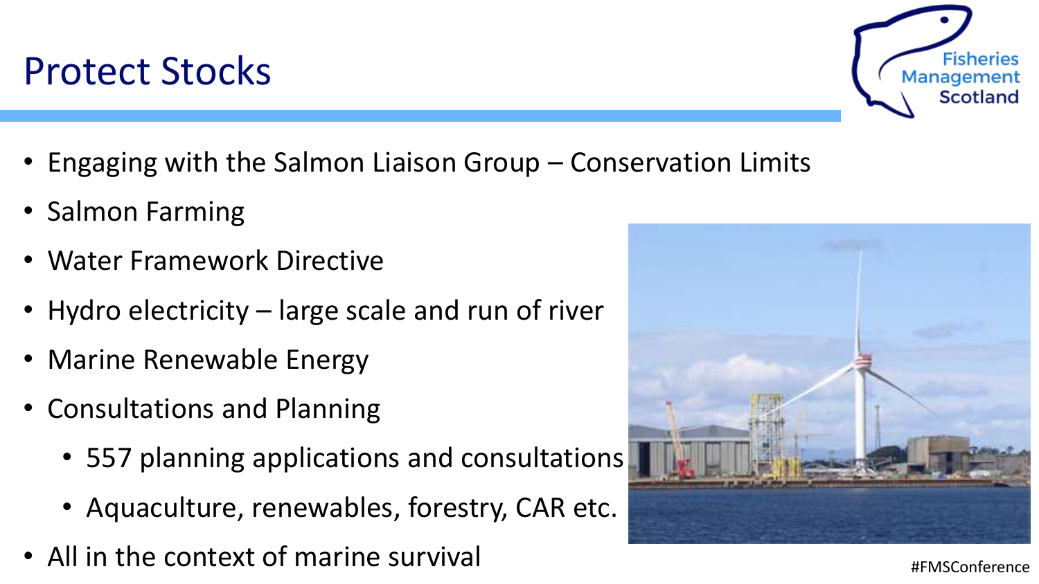# Protect Stocks

- Engaging with the Salmon Liaison Group – Conservation Limits
- Salmon Farming
- Water Framework Directive
- Hydro electricity – large scale and run of river
- Marine Renewable Energy
- Consultations and Planning
  - 557 planning applications and consultations
  - Aquaculture, renewables, forestry, CAR etc.
- All in the context of marine survival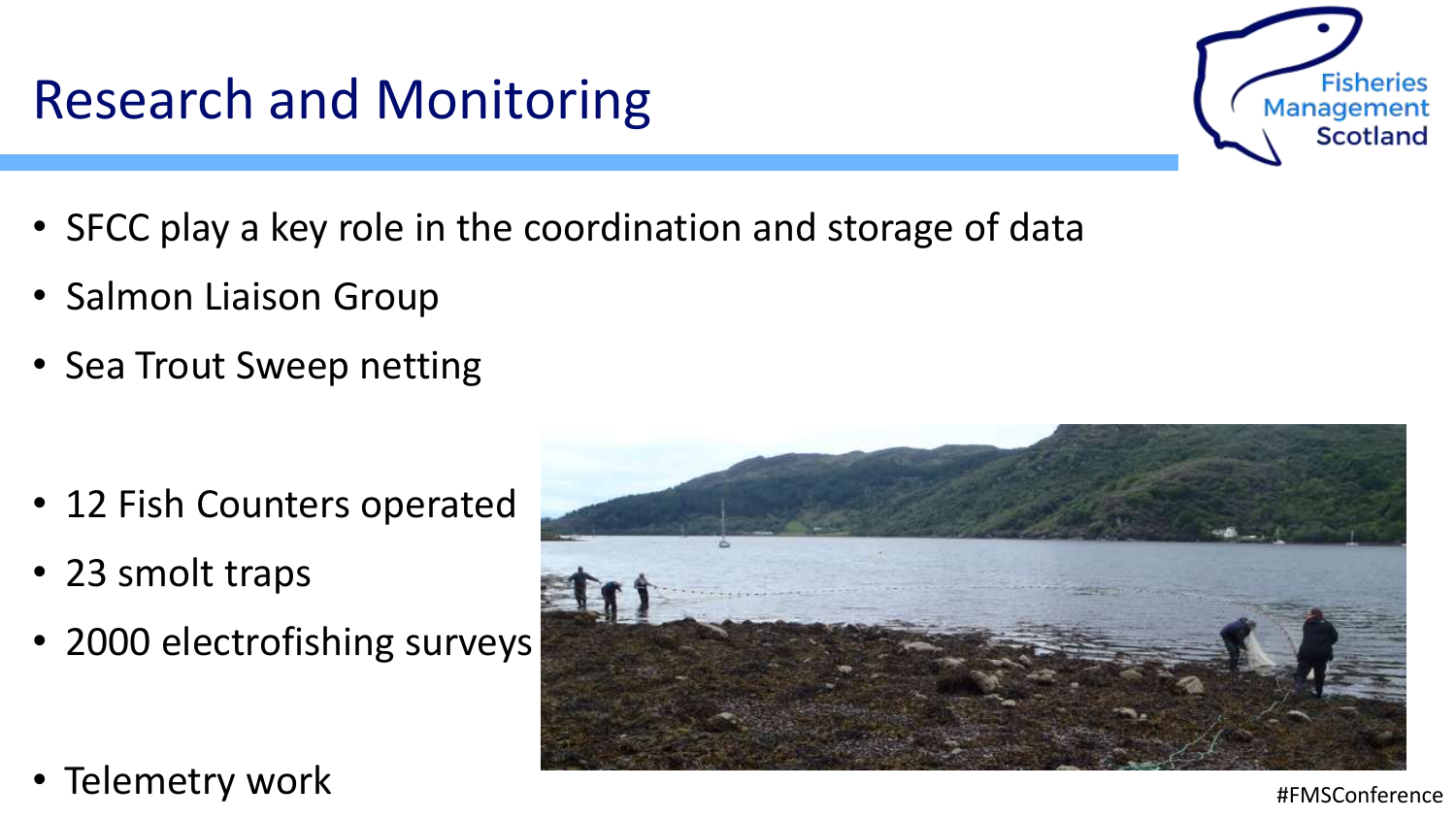# Research and Monitoring

- SFCC play a key role in the coordination and storage of data
- Salmon Liaison Group
- Sea Trout Sweep netting

- 12 Fish Counters operated
- 23 smolt traps
- 2000 electrofishing surveys

- Telemetry work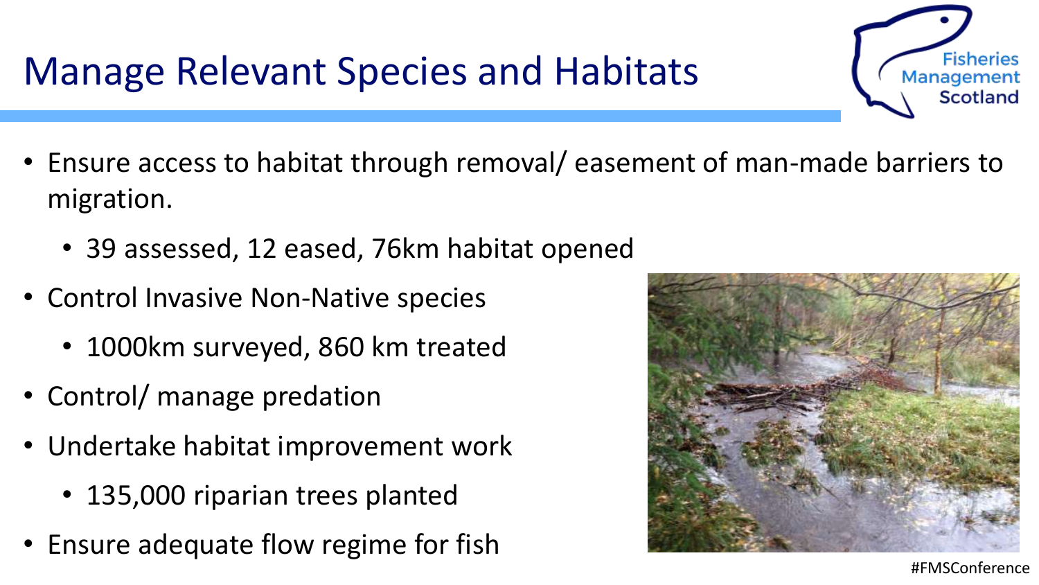# Manage Relevant Species and Habitats

- Ensure access to habitat through removal/ easement of man-made barriers to migration.
  - 39 assessed, 12 eased, 76km habitat opened
- Control Invasive Non-Native species
  - 1000km surveyed, 860 km treated
- Control/ manage predation
- Undertake habitat improvement work
  - 135,000 riparian trees planted
- Ensure adequate flow regime for fish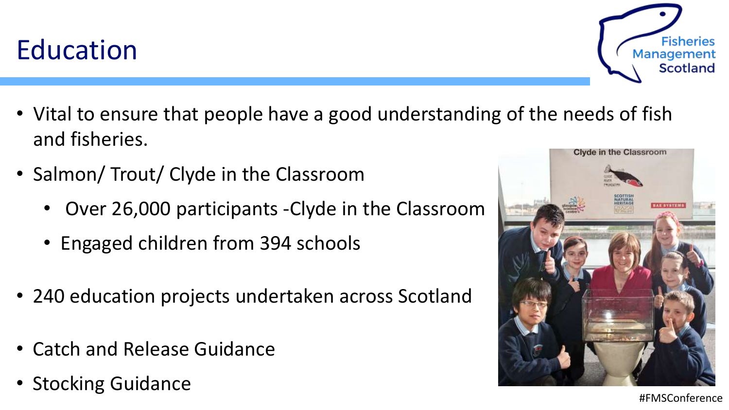# Education

- Vital to ensure that people have a good understanding of the needs of fish and fisheries.
- Salmon/ Trout/ Clyde in the Classroom
  - Over 26,000 participants -Clyde in the Classroom
  - Engaged children from 394 schools
- 240 education projects undertaken across Scotland
- Catch and Release Guidance
- Stocking Guidance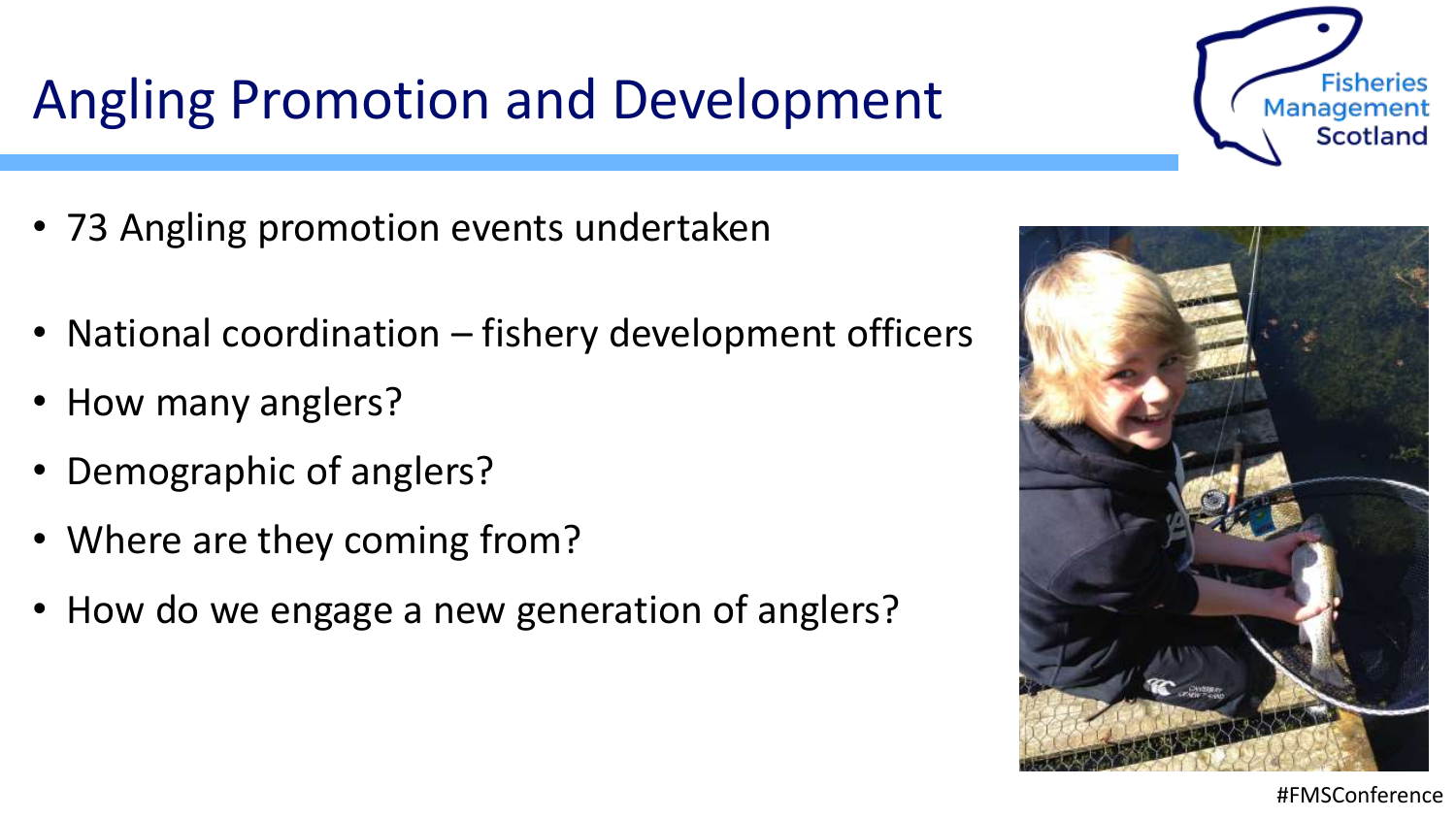# Angling Promotion and Development

- 73 Angling promotion events undertaken
- National coordination – fishery development officers
- How many anglers?
- Demographic of anglers?
- Where are they coming from?
- How do we engage a new generation of anglers?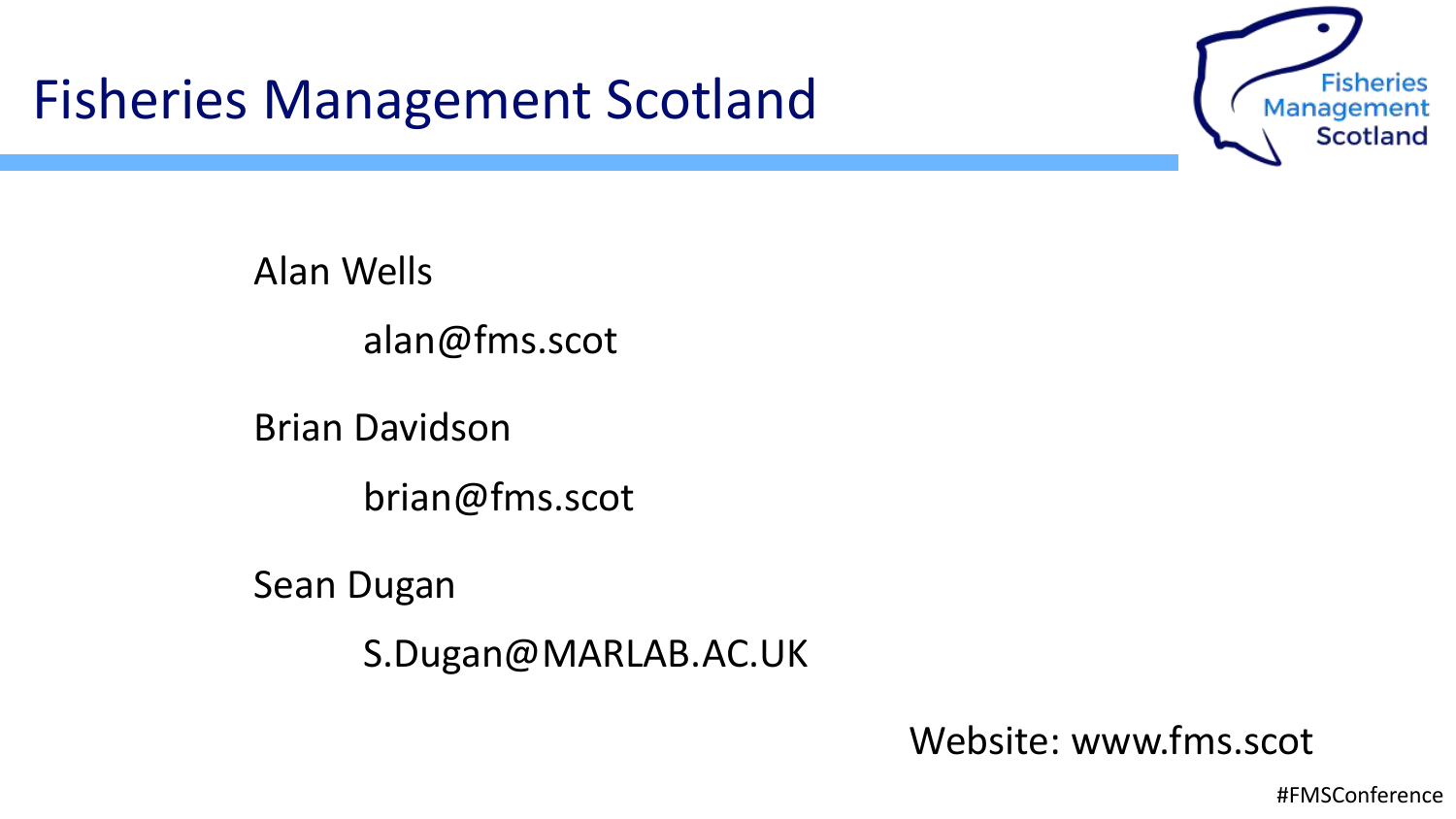# Fisheries Management Scotland

Alan Wells

alan@fms.scot

Brian Davidson

brian@fms.scot

Sean Dugan

S.Dugan@MARLAB.AC.UK

Website: www.fms.scot

#FMSConference